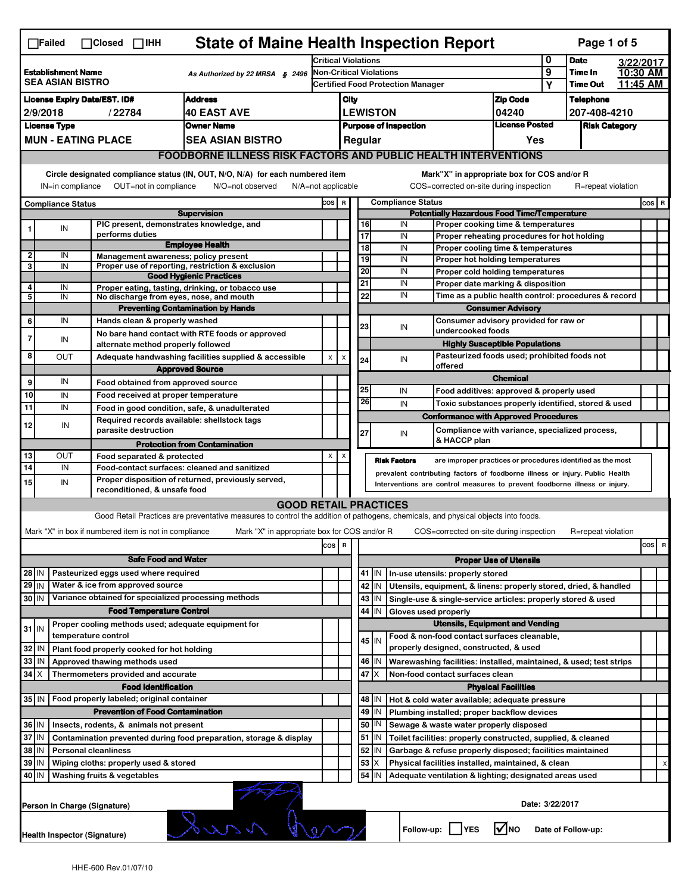☐Failed ☐Closed ☐IHH

# State of Maine Health Inspection Report

| Establishment Name | As Authorized by 22 MRSA § 2496 | | | |
|---|---|---|---|---|
| SEA ASIAN BISTRO | | Critical Violations | 0 | Date 3/22/2017 |
| | | Non-Critical Violations | 9 | Time In 10:30 AM |
| | | Certified Food Protection Manager | Y | Time Out 11:45 AM |

| License Expiry Date/EST. ID# | Address | City | Zip Code | Telephone |
|---|---|---|---|---|
| 2/9/2018 / 22784 | 40 EAST AVE | LEWISTON | 04240 | 207-408-4210 |

| License Type | Owner Name | Purpose of Inspection | License Posted | Risk Category |
|---|---|---|---|---|
| MUN - EATING PLACE | SEA ASIAN BISTRO | Regular | Yes | |

## FOODBORNE ILLNESS RISK FACTORS AND PUBLIC HEALTH INTERVENTIONS

Circle designated compliance status (IN, OUT, N/O, N/A) for each numbered item
IN=in compliance OUT=not in compliance N/O=not observed N/A=not applicable

Mark"X" in appropriate box for COS and/or R
COS=corrected on-site during inspection R=repeat violation

| # | Compliance Status | Item | COS | R |
|---|---|---|---|---|
| | | **Supervision** | | |
| 1 | IN | PIC present, demonstrates knowledge, and performs duties | | |
| | | **Employee Health** | | |
| 2 | IN | Management awareness; policy present | | |
| 3 | IN | Proper use of reporting, restriction & exclusion | | |
| | | **Good Hygienic Practices** | | |
| 4 | IN | Proper eating, tasting, drinking, or tobacco use | | |
| 5 | IN | No discharge from eyes, nose, and mouth | | |
| | | **Preventing Contamination by Hands** | | |
| 6 | IN | Hands clean & properly washed | | |
| 7 | IN | No bare hand contact with RTE foods or approved alternate method properly followed | | |
| 8 | OUT | Adequate handwashing facilities supplied & accessible | X | X |
| | | **Approved Source** | | |
| 9 | IN | Food obtained from approved source | | |
| 10 | IN | Food received at proper temperature | | |
| 11 | IN | Food in good condition, safe, & unadulterated | | |
| 12 | IN | Required records available: shellstock tags parasite destruction | | |
| | | **Protection from Contamination** | | |
| 13 | OUT | Food separated & protected | X | X |
| 14 | IN | Food-contact surfaces: cleaned and sanitized | | |
| 15 | IN | Proper disposition of returned, previously served, reconditioned, & unsafe food | | |
| | | **Potentially Hazardous Food Time/Temperature** | | |
| 16 | IN | Proper cooking time & temperatures | | |
| 17 | IN | Proper reheating procedures for hot holding | | |
| 18 | IN | Proper cooling time & temperatures | | |
| 19 | IN | Proper hot holding temperatures | | |
| 20 | IN | Proper cold holding temperatures | | |
| 21 | IN | Proper date marking & disposition | | |
| 22 | IN | Time as a public health control: procedures & record | | |
| | | **Consumer Advisory** | | |
| 23 | IN | Consumer advisory provided for raw or undercooked foods | | |
| | | **Highly Susceptible Populations** | | |
| 24 | IN | Pasteurized foods used; prohibited foods not offered | | |
| | | **Chemical** | | |
| 25 | IN | Food additives: approved & properly used | | |
| 26 | IN | Toxic substances properly identified, stored & used | | |
| | | **Conformance with Approved Procedures** | | |
| 27 | IN | Compliance with variance, specialized process, & HACCP plan | | |

**Risk Factors** are improper practices or procedures identified as the most prevalent contributing factors of foodborne illness or injury. Public Health Interventions are control measures to prevent foodborne illness or injury.

## GOOD RETAIL PRACTICES

Good Retail Practices are preventative measures to control the addition of pathogens, chemicals, and physical objects into foods.

Mark "X" in box if numbered item is not in compliance Mark "X" in appropriate box for COS and/or R COS=corrected on-site during inspection R=repeat violation

| # | Status | Item | COS | R |
|---|---|---|---|---|
| | | **Safe Food and Water** | | |
| 28 | IN | Pasteurized eggs used where required | | |
| 29 | IN | Water & ice from approved source | | |
| 30 | IN | Variance obtained for specialized processing methods | | |
| | | **Food Temperature Control** | | |
| 31 | IN | Proper cooling methods used; adequate equipment for temperature control | | |
| 32 | IN | Plant food properly cooked for hot holding | | |
| 33 | IN | Approved thawing methods used | | |
| 34 | X | Thermometers provided and accurate | | |
| | | **Food Identification** | | |
| 35 | IN | Food properly labeled; original container | | |
| | | **Prevention of Food Contamination** | | |
| 36 | IN | Insects, rodents, & animals not present | | |
| 37 | IN | Contamination prevented during food preparation, storage & display | | |
| 38 | IN | Personal cleanliness | | |
| 39 | IN | Wiping cloths: properly used & stored | | |
| 40 | IN | Washing fruits & vegetables | | |
| | | **Proper Use of Utensils** | | |
| 41 | IN | In-use utensils: properly stored | | |
| 42 | IN | Utensils, equipment, & linens: properly stored, dried, & handled | | |
| 43 | IN | Single-use & single-service articles: properly stored & used | | |
| 44 | IN | Gloves used properly | | |
| | | **Utensils, Equipment and Vending** | | |
| 45 | IN | Food & non-food contact surfaces cleanable, properly designed, constructed, & used | | |
| 46 | IN | Warewashing facilities: installed, maintained, & used; test strips | | |
| 47 | X | Non-food contact surfaces clean | | |
| | | **Physical Facilities** | | |
| 48 | IN | Hot & cold water available; adequate pressure | | |
| 49 | IN | Plumbing installed; proper backflow devices | | |
| 50 | IN | Sewage & waste water properly disposed | | |
| 51 | IN | Toilet facilities: properly constructed, supplied, & cleaned | | |
| 52 | IN | Garbage & refuse properly disposed; facilities maintained | | |
| 53 | X | Physical facilities installed, maintained, & clean | | X |
| 54 | IN | Adequate ventilation & lighting; designated areas used | | |

Person in Charge (Signature) Date: 3/22/2017

Health Inspector (Signature) Follow-up: ☐ YES ☑ NO Date of Follow-up:

HHE-600 Rev.01/07/10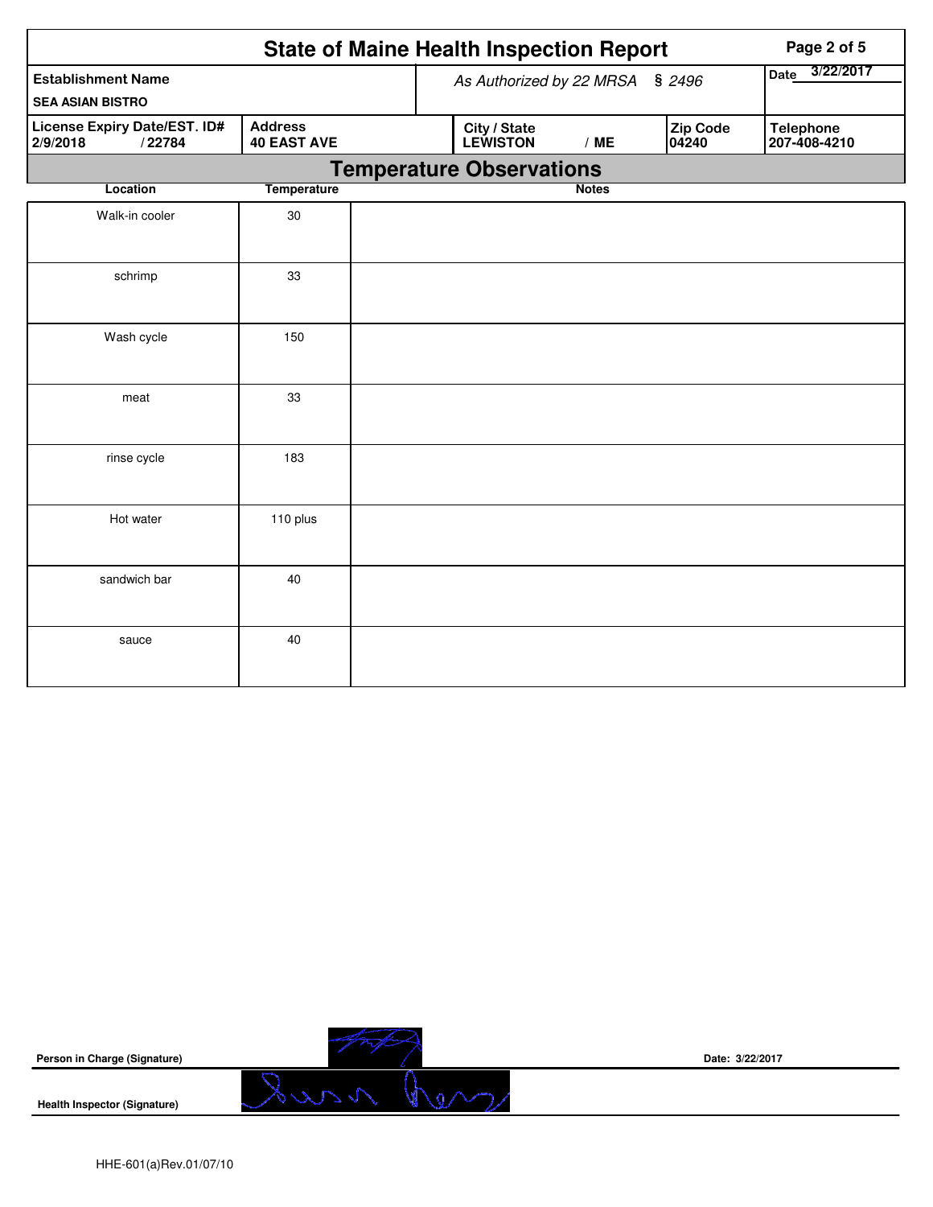# State of Maine Health Inspection Report

| Establishment Name | As Authorized by 22 MRSA § 2496 | | | Date 3/22/2017 |
|---|---|---|---|---|
| SEA ASIAN BISTRO | | | | |
| **License Expiry Date/EST. ID#** 2/9/2018 / 22784 | **Address** 40 EAST AVE | **City / State** LEWISTON / ME | **Zip Code** 04240 | **Telephone** 207-408-4210 |

## Temperature Observations

| Location | Temperature | Notes |
|---|---|---|
| Walk-in cooler | 30 | |
| schrimp | 33 | |
| Wash cycle | 150 | |
| meat | 33 | |
| rinse cycle | 183 | |
| Hot water | 110 plus | |
| sandwich bar | 40 | |
| sauce | 40 | |

**Person in Charge (Signature)** Date: 3/22/2017

**Health Inspector (Signature)**

HHE-601(a)Rev.01/07/10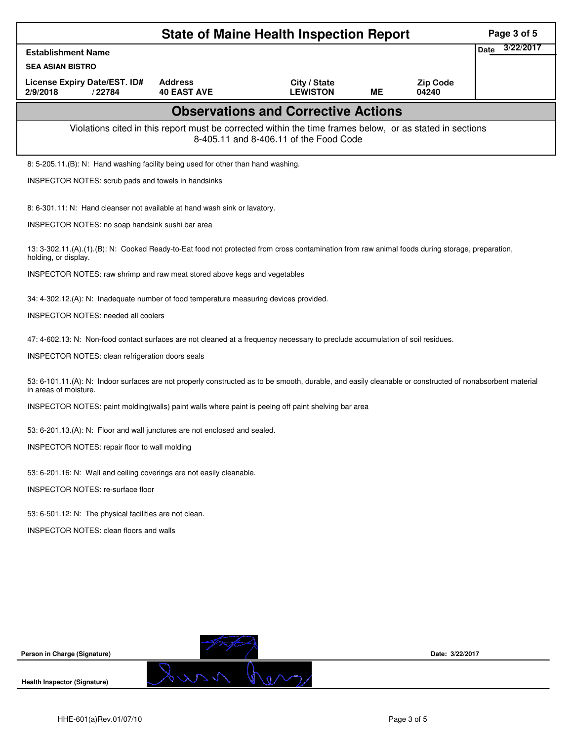# State of Maine Health Inspection Report

| Establishment Name | | | | | | Date 3/22/2017 |
|---|---|---|---|---|---|---|
| SEA ASIAN BISTRO | | | | | | |
| License Expiry Date/EST. ID# | | Address | City / State | | Zip Code | |
| 2/9/2018 | / 22784 | 40 EAST AVE | LEWISTON | ME | 04240 | |

## Observations and Corrective Actions

Violations cited in this report must be corrected within the time frames below, or as stated in sections 8-405.11 and 8-406.11 of the Food Code

8: 5-205.11.(B): N: Hand washing facility being used for other than hand washing.

INSPECTOR NOTES: scrub pads and towels in handsinks

8: 6-301.11: N: Hand cleanser not available at hand wash sink or lavatory.

INSPECTOR NOTES: no soap handsink sushi bar area

13: 3-302.11.(A).(1).(B): N: Cooked Ready-to-Eat food not protected from cross contamination from raw animal foods during storage, preparation, holding, or display.

INSPECTOR NOTES: raw shrimp and raw meat stored above kegs and vegetables

34: 4-302.12.(A): N: Inadequate number of food temperature measuring devices provided.

INSPECTOR NOTES: needed all coolers

47: 4-602.13: N: Non-food contact surfaces are not cleaned at a frequency necessary to preclude accumulation of soil residues.

INSPECTOR NOTES: clean refrigeration doors seals

53: 6-101.11.(A): N: Indoor surfaces are not properly constructed as to be smooth, durable, and easily cleanable or constructed of nonabsorbent material in areas of moisture.

INSPECTOR NOTES: paint molding(walls) paint walls where paint is peelng off paint shelving bar area

53: 6-201.13.(A): N: Floor and wall junctures are not enclosed and sealed.

INSPECTOR NOTES: repair floor to wall molding

53: 6-201.16: N: Wall and ceiling coverings are not easily cleanable.

INSPECTOR NOTES: re-surface floor

53: 6-501.12: N: The physical facilities are not clean.

INSPECTOR NOTES: clean floors and walls

**Person in Charge (Signature)** 

**Date: 3/22/2017**

**Health Inspector (Signature)**

HHE-601(a)Rev.01/07/10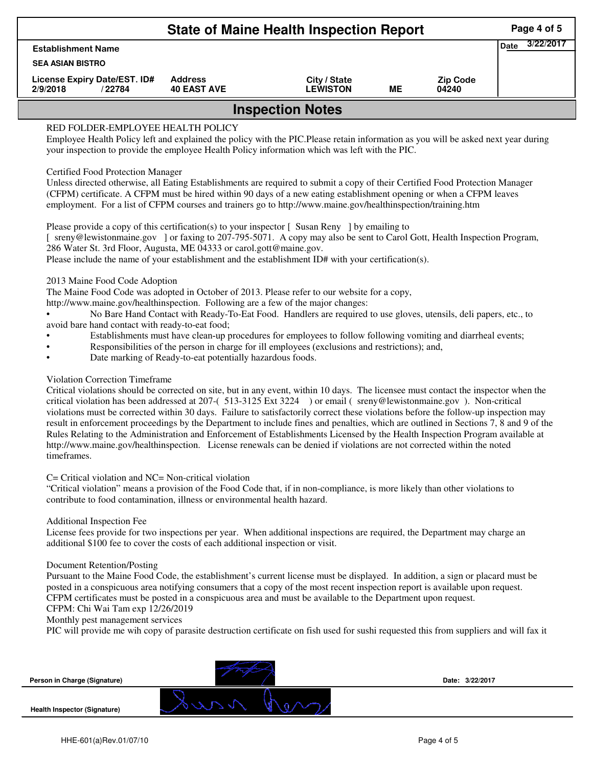# State of Maine Health Inspection Report

| Establishment Name | | | | | Date 3/22/2017 |
|---|---|---|---|---|---|
| SEA ASIAN BISTRO | | | | | |
| License Expiry Date/EST. ID# | Address | City / State | | Zip Code | |
| 2/9/2018 / 22784 | 40 EAST AVE | LEWISTON | ME | 04240 | |

## Inspection Notes

RED FOLDER-EMPLOYEE HEALTH POLICY

Employee Health Policy left and explained the policy with the PIC.Please retain information as you will be asked next year during your inspection to provide the employee Health Policy information which was left with the PIC.

Certified Food Protection Manager

Unless directed otherwise, all Eating Establishments are required to submit a copy of their Certified Food Protection Manager (CFPM) certificate. A CFPM must be hired within 90 days of a new eating establishment opening or when a CFPM leaves employment. For a list of CFPM courses and trainers go to http://www.maine.gov/healthinspection/training.htm

Please provide a copy of this certification(s) to your inspector [ Susan Reny ] by emailing to [ sreny@lewistonmaine.gov ] or faxing to 207-795-5071. A copy may also be sent to Carol Gott, Health Inspection Program, 286 Water St. 3rd Floor, Augusta, ME 04333 or carol.gott@maine.gov.

Please include the name of your establishment and the establishment ID# with your certification(s).

2013 Maine Food Code Adoption

The Maine Food Code was adopted in October of 2013. Please refer to our website for a copy, http://www.maine.gov/healthinspection. Following are a few of the major changes:

- No Bare Hand Contact with Ready-To-Eat Food. Handlers are required to use gloves, utensils, deli papers, etc., to avoid bare hand contact with ready-to-eat food;
- Establishments must have clean-up procedures for employees to follow following vomiting and diarrheal events;
- Responsibilities of the person in charge for ill employees (exclusions and restrictions); and,
- Date marking of Ready-to-eat potentially hazardous foods.

Violation Correction Timeframe

Critical violations should be corrected on site, but in any event, within 10 days. The licensee must contact the inspector when the critical violation has been addressed at 207-( 513-3125 Ext 3224 ) or email ( sreny@lewistonmaine.gov ). Non-critical violations must be corrected within 30 days. Failure to satisfactorily correct these violations before the follow-up inspection may result in enforcement proceedings by the Department to include fines and penalties, which are outlined in Sections 7, 8 and 9 of the Rules Relating to the Administration and Enforcement of Establishments Licensed by the Health Inspection Program available at http://www.maine.gov/healthinspection. License renewals can be denied if violations are not corrected within the noted timeframes.

C= Critical violation and NC= Non-critical violation

"Critical violation" means a provision of the Food Code that, if in non-compliance, is more likely than other violations to contribute to food contamination, illness or environmental health hazard.

Additional Inspection Fee

License fees provide for two inspections per year. When additional inspections are required, the Department may charge an additional $100 fee to cover the costs of each additional inspection or visit.

Document Retention/Posting

Pursuant to the Maine Food Code, the establishment's current license must be displayed. In addition, a sign or placard must be posted in a conspicuous area notifying consumers that a copy of the most recent inspection report is available upon request. CFPM certificates must be posted in a conspicuous area and must be available to the Department upon request.

CFPM: Chi Wai Tam exp 12/26/2019

Monthly pest management services

PIC will provide me wih copy of parasite destruction certificate on fish used for sushi requested this from suppliers and will fax it

Person in Charge (Signature) Date: 3/22/2017

Health Inspector (Signature)

HHE-601(a)Rev.01/07/10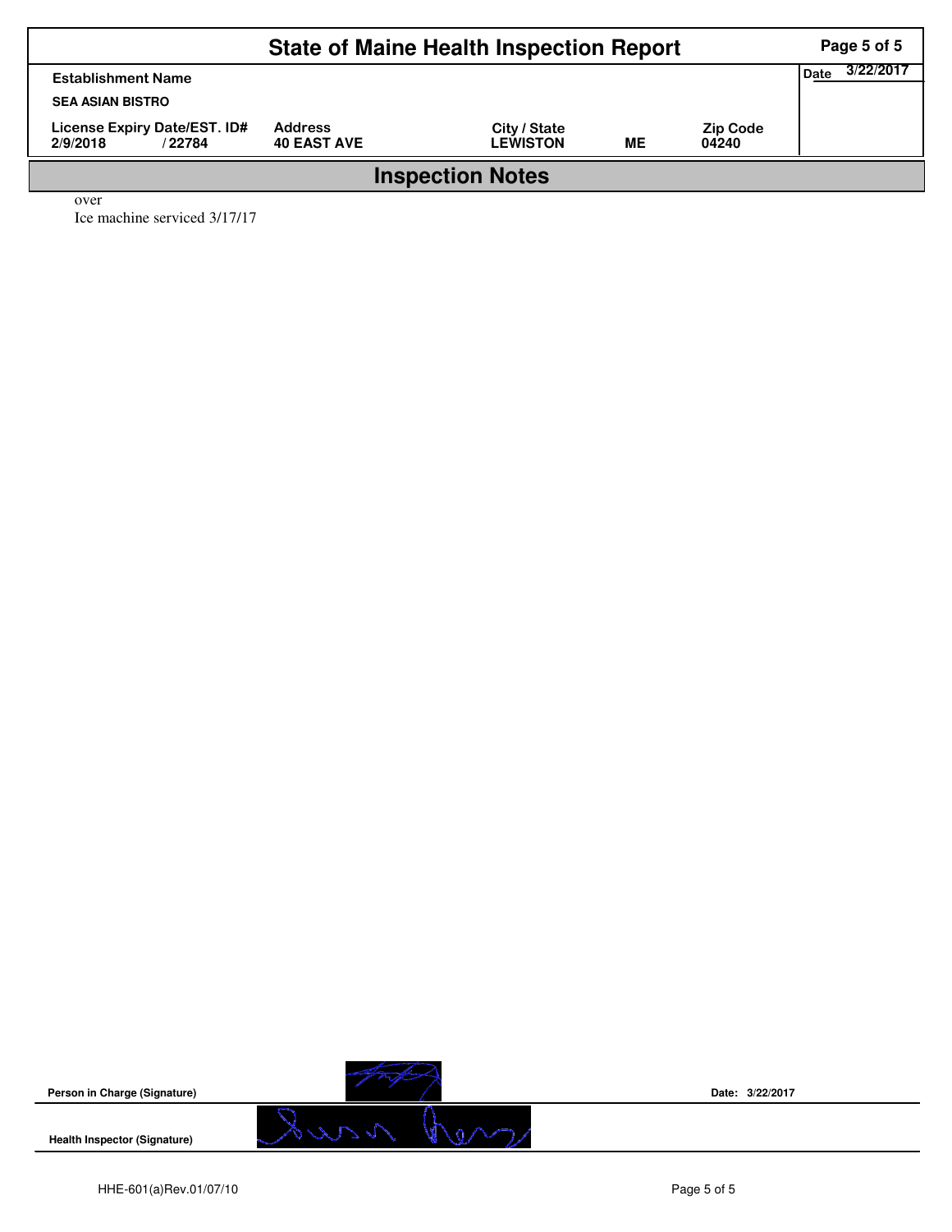# State of Maine Health Inspection Report

| Establishment Name | | | | | Date 3/22/2017 |
|---|---|---|---|---|---|
| SEA ASIAN BISTRO | | | | | |
| License Expiry Date/EST. ID# | Address | City / State | | Zip Code | |
| 2/9/2018 / 22784 | 40 EAST AVE | LEWISTON | ME | 04240 | |

## Inspection Notes

over
Ice machine serviced 3/17/17

**Person in Charge (Signature)** &nbsp;&nbsp;&nbsp;&nbsp; **Date: 3/22/2017**

**Health Inspector (Signature)**

HHE-601(a)Rev.01/07/10